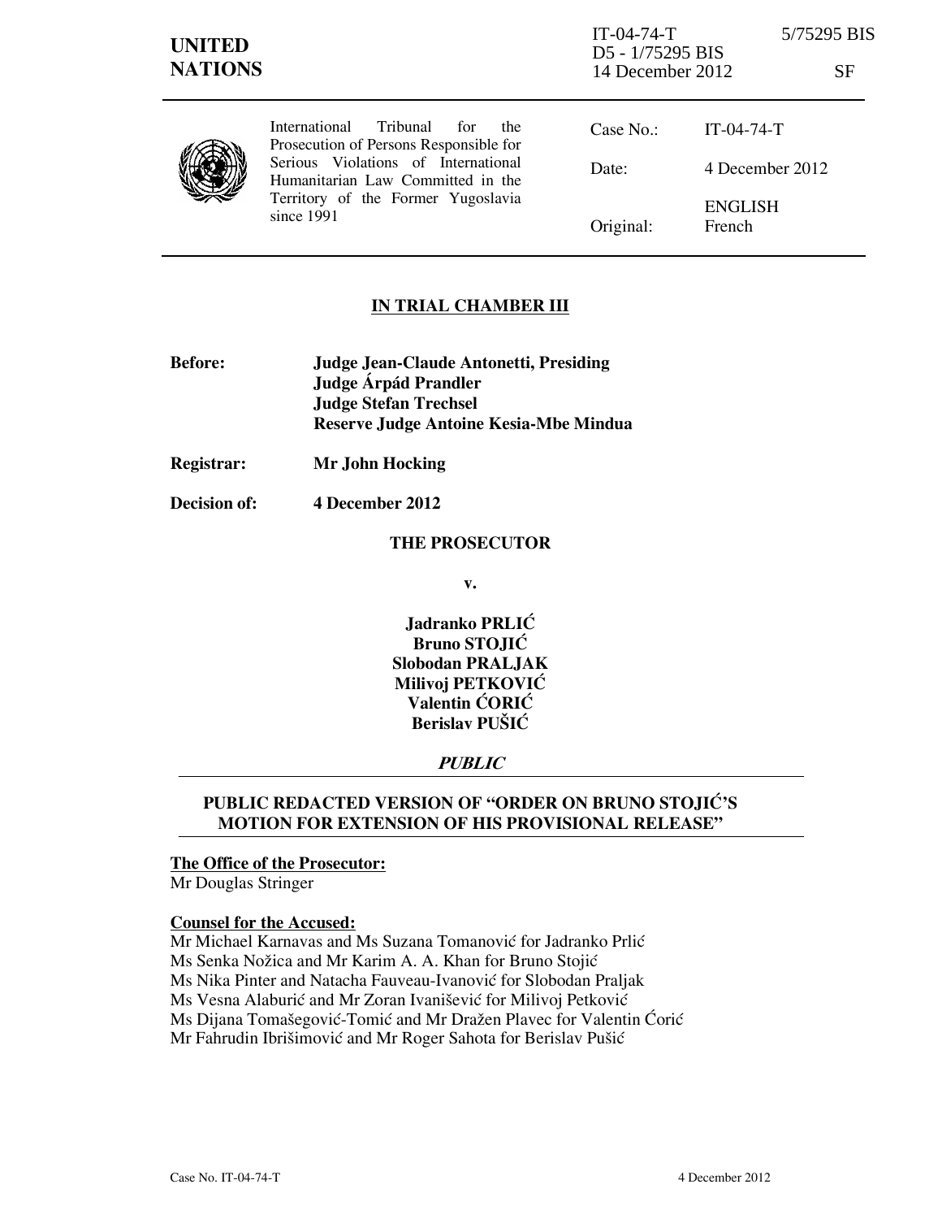**UNITED NATIONS**

IT-04-74-T 5/75295 BIS
D5 - 1/75295 BIS
14 December 2012 SF

International Tribunal for the Prosecution of Persons Responsible for Serious Violations of International Humanitarian Law Committed in the Territory of the Former Yugoslavia since 1991

| | |
|---|---|
| Case No.: | IT-04-74-T |
| Date: | 4 December 2012 |
| Original: | ENGLISH French |

## IN TRIAL CHAMBER III

**Before:** **Judge Jean-Claude Antonetti, Presiding**
**Judge Árpád Prandler**
**Judge Stefan Trechsel**
**Reserve Judge Antoine Kesia-Mbe Mindua**

**Registrar:** **Mr John Hocking**

**Decision of:** **4 December 2012**

**THE PROSECUTOR**

**v.**

**Jadranko PRLIĆ**
**Bruno STOJIĆ**
**Slobodan PRALJAK**
**Milivoj PETKOVIĆ**
**Valentin ĆORIĆ**
**Berislav PUŠIĆ**

***PUBLIC***

**PUBLIC REDACTED VERSION OF "ORDER ON BRUNO STOJIĆ'S MOTION FOR EXTENSION OF HIS PROVISIONAL RELEASE"**

**The Office of the Prosecutor:**
Mr Douglas Stringer

**Counsel for the Accused:**
Mr Michael Karnavas and Ms Suzana Tomanović for Jadranko Prlić
Ms Senka Nožica and Mr Karim A. A. Khan for Bruno Stojić
Ms Nika Pinter and Natacha Fauveau-Ivanović for Slobodan Praljak
Ms Vesna Alaburić and Mr Zoran Ivanišević for Milivoj Petković
Ms Dijana Tomašegović-Tomić and Mr Dražen Plavec for Valentin Ćorić
Mr Fahrudin Ibrišimović and Mr Roger Sahota for Berislav Pušić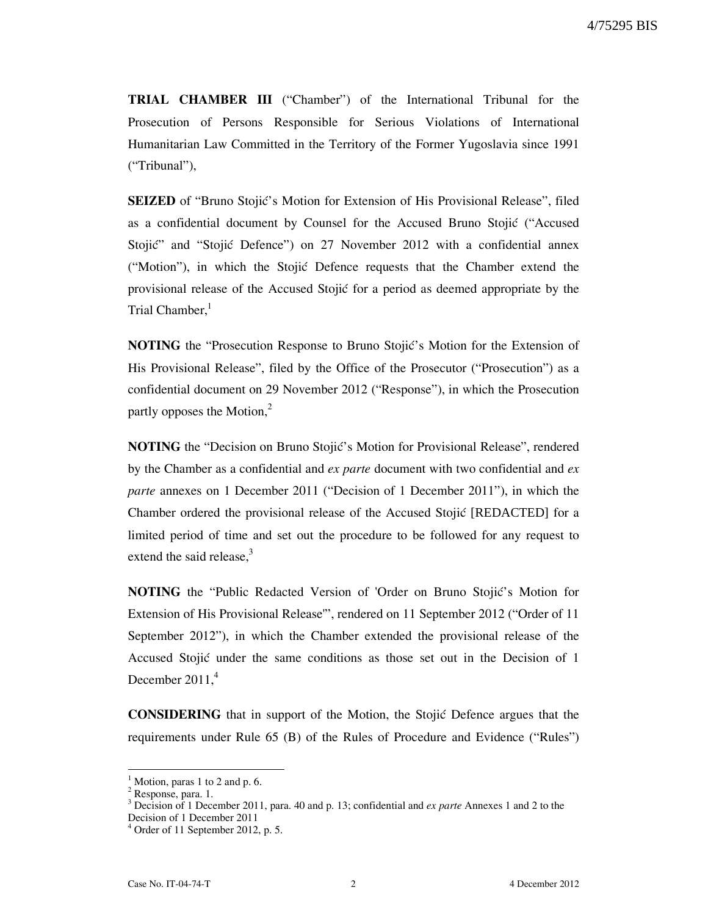**TRIAL CHAMBER III** ("Chamber") of the International Tribunal for the Prosecution of Persons Responsible for Serious Violations of International Humanitarian Law Committed in the Territory of the Former Yugoslavia since 1991 ("Tribunal"),

**SEIZED** of "Bruno Stojić's Motion for Extension of His Provisional Release", filed as a confidential document by Counsel for the Accused Bruno Stojić ("Accused Stojić" and "Stojić Defence") on 27 November 2012 with a confidential annex ("Motion"), in which the Stojić Defence requests that the Chamber extend the provisional release of the Accused Stojić for a period as deemed appropriate by the Trial Chamber,[1]

**NOTING** the "Prosecution Response to Bruno Stojić's Motion for the Extension of His Provisional Release", filed by the Office of the Prosecutor ("Prosecution") as a confidential document on 29 November 2012 ("Response"), in which the Prosecution partly opposes the Motion,[2]

**NOTING** the "Decision on Bruno Stojić's Motion for Provisional Release", rendered by the Chamber as a confidential and *ex parte* document with two confidential and *ex parte* annexes on 1 December 2011 ("Decision of 1 December 2011"), in which the Chamber ordered the provisional release of the Accused Stojić [REDACTED] for a limited period of time and set out the procedure to be followed for any request to extend the said release,[3]

**NOTING** the "Public Redacted Version of 'Order on Bruno Stojić's Motion for Extension of His Provisional Release'", rendered on 11 September 2012 ("Order of 11 September 2012"), in which the Chamber extended the provisional release of the Accused Stojić under the same conditions as those set out in the Decision of 1 December 2011,[4]

**CONSIDERING** that in support of the Motion, the Stojić Defence argues that the requirements under Rule 65 (B) of the Rules of Procedure and Evidence ("Rules")

---

[1] Motion, paras 1 to 2 and p. 6.

[2] Response, para. 1.

[3] Decision of 1 December 2011, para. 40 and p. 13; confidential and *ex parte* Annexes 1 and 2 to the Decision of 1 December 2011

[4] Order of 11 September 2012, p. 5.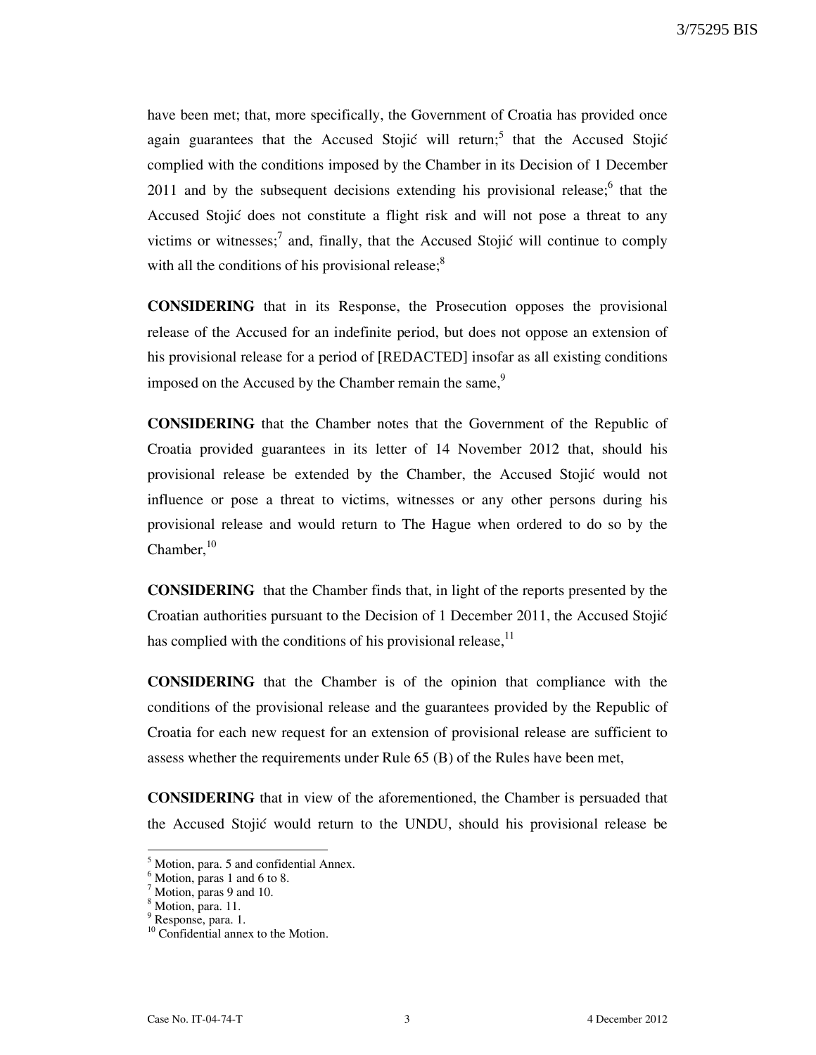have been met; that, more specifically, the Government of Croatia has provided once again guarantees that the Accused Stojić will return;[5] that the Accused Stojić complied with the conditions imposed by the Chamber in its Decision of 1 December 2011 and by the subsequent decisions extending his provisional release;[6] that the Accused Stojić does not constitute a flight risk and will not pose a threat to any victims or witnesses;[7] and, finally, that the Accused Stojić will continue to comply with all the conditions of his provisional release;[8]

**CONSIDERING** that in its Response, the Prosecution opposes the provisional release of the Accused for an indefinite period, but does not oppose an extension of his provisional release for a period of [REDACTED] insofar as all existing conditions imposed on the Accused by the Chamber remain the same,[9]

**CONSIDERING** that the Chamber notes that the Government of the Republic of Croatia provided guarantees in its letter of 14 November 2012 that, should his provisional release be extended by the Chamber, the Accused Stojić would not influence or pose a threat to victims, witnesses or any other persons during his provisional release and would return to The Hague when ordered to do so by the Chamber,[10]

**CONSIDERING** that the Chamber finds that, in light of the reports presented by the Croatian authorities pursuant to the Decision of 1 December 2011, the Accused Stojić has complied with the conditions of his provisional release,[11]

**CONSIDERING** that the Chamber is of the opinion that compliance with the conditions of the provisional release and the guarantees provided by the Republic of Croatia for each new request for an extension of provisional release are sufficient to assess whether the requirements under Rule 65 (B) of the Rules have been met,

**CONSIDERING** that in view of the aforementioned, the Chamber is persuaded that the Accused Stojić would return to the UNDU, should his provisional release be

---

[5] Motion, para. 5 and confidential Annex.

[6] Motion, paras 1 and 6 to 8.

[7] Motion, paras 9 and 10.

[8] Motion, para. 11.

[9] Response, para. 1.

[10] Confidential annex to the Motion.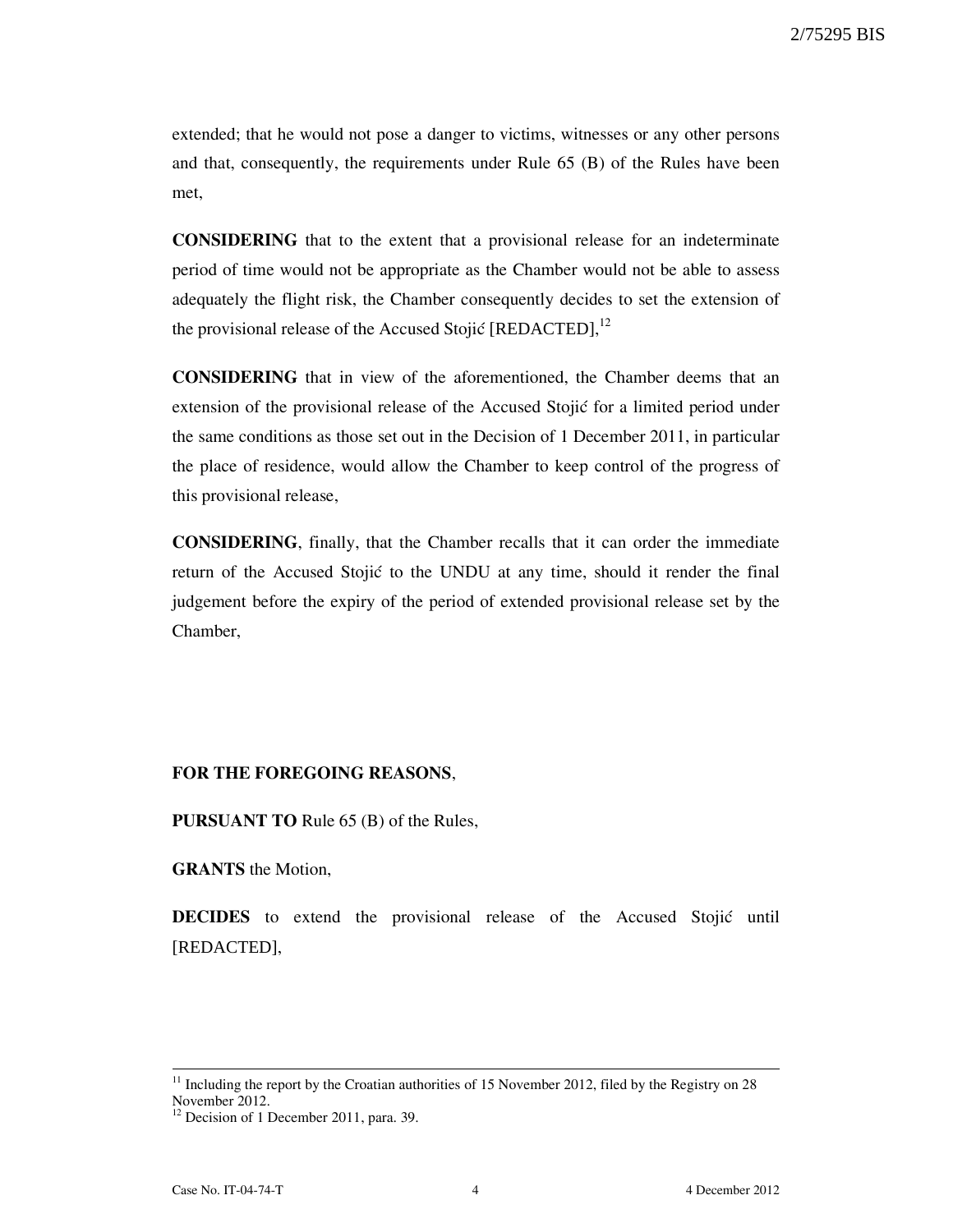extended; that he would not pose a danger to victims, witnesses or any other persons and that, consequently, the requirements under Rule 65 (B) of the Rules have been met,

**CONSIDERING** that to the extent that a provisional release for an indeterminate period of time would not be appropriate as the Chamber would not be able to assess adequately the flight risk, the Chamber consequently decides to set the extension of the provisional release of the Accused Stojić [REDACTED],[12]

**CONSIDERING** that in view of the aforementioned, the Chamber deems that an extension of the provisional release of the Accused Stojić for a limited period under the same conditions as those set out in the Decision of 1 December 2011, in particular the place of residence, would allow the Chamber to keep control of the progress of this provisional release,

**CONSIDERING**, finally, that the Chamber recalls that it can order the immediate return of the Accused Stojić to the UNDU at any time, should it render the final judgement before the expiry of the period of extended provisional release set by the Chamber,

**FOR THE FOREGOING REASONS**,

**PURSUANT TO** Rule 65 (B) of the Rules,

**GRANTS** the Motion,

**DECIDES** to extend the provisional release of the Accused Stojić until [REDACTED],

---

[11] Including the report by the Croatian authorities of 15 November 2012, filed by the Registry on 28 November 2012.

[12] Decision of 1 December 2011, para. 39.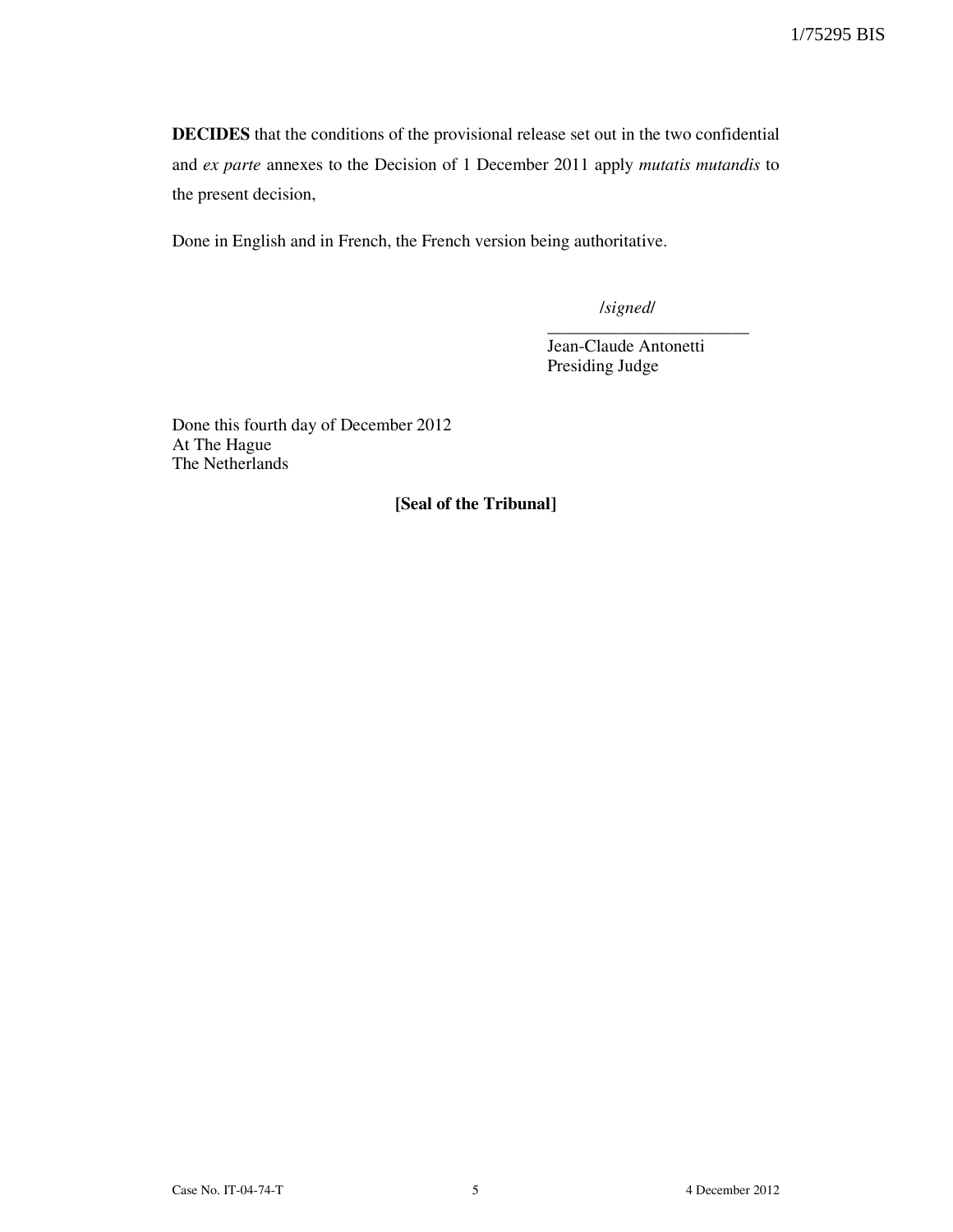**DECIDES** that the conditions of the provisional release set out in the two confidential and *ex parte* annexes to the Decision of 1 December 2011 apply *mutatis mutandis* to the present decision,

Done in English and in French, the French version being authoritative.

/*signed*/

_______________________

Jean-Claude Antonetti
Presiding Judge

Done this fourth day of December 2012
At The Hague
The Netherlands

**[Seal of the Tribunal]**